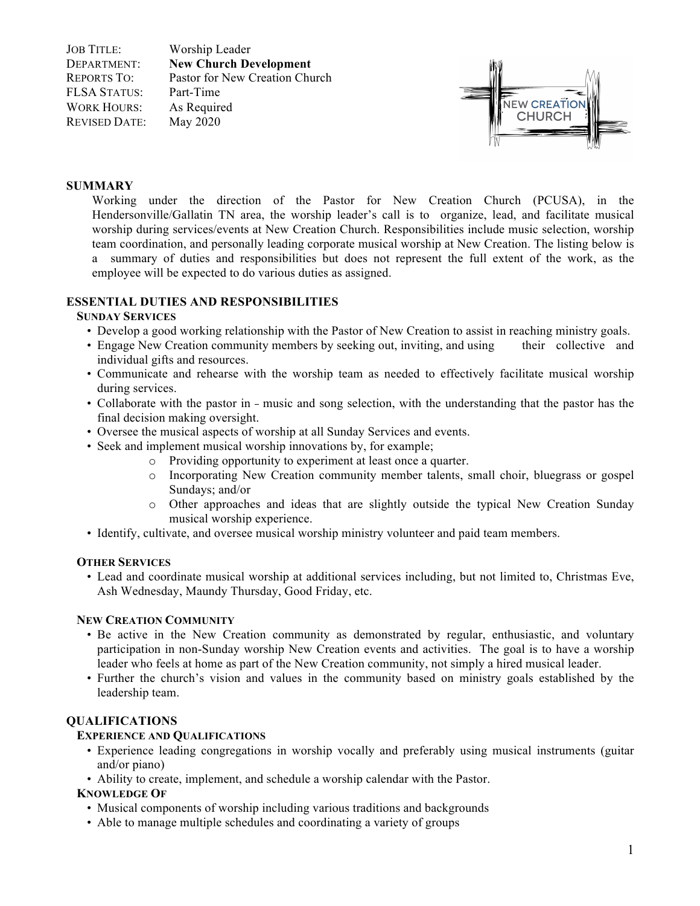JOB TITLE: Worship Leader
DEPARTMENT: **New Church Development**
REPORTS TO: Pastor for New Creation Church
FLSA STATUS: Part-Time
WORK HOURS: As Required
REVISED DATE: May 2020

## SUMMARY

Working under the direction of the Pastor for New Creation Church (PCUSA), in the Hendersonville/Gallatin TN area, the worship leader's call is to organize, lead, and facilitate musical worship during services/events at New Creation Church. Responsibilities include music selection, worship team coordination, and personally leading corporate musical worship at New Creation. The listing below is a summary of duties and responsibilities but does not represent the full extent of the work, as the employee will be expected to do various duties as assigned.

## ESSENTIAL DUTIES AND RESPONSIBILITIES

### SUNDAY SERVICES

- Develop a good working relationship with the Pastor of New Creation to assist in reaching ministry goals.
- Engage New Creation community members by seeking out, inviting, and using their collective and individual gifts and resources.
- Communicate and rehearse with the worship team as needed to effectively facilitate musical worship during services.
- Collaborate with the pastor in - music and song selection, with the understanding that the pastor has the final decision making oversight.
- Oversee the musical aspects of worship at all Sunday Services and events.
- Seek and implement musical worship innovations by, for example;
  - Providing opportunity to experiment at least once a quarter.
  - Incorporating New Creation community member talents, small choir, bluegrass or gospel Sundays; and/or
  - Other approaches and ideas that are slightly outside the typical New Creation Sunday musical worship experience.
- Identify, cultivate, and oversee musical worship ministry volunteer and paid team members.

### OTHER SERVICES

- Lead and coordinate musical worship at additional services including, but not limited to, Christmas Eve, Ash Wednesday, Maundy Thursday, Good Friday, etc.

### NEW CREATION COMMUNITY

- Be active in the New Creation community as demonstrated by regular, enthusiastic, and voluntary participation in non-Sunday worship New Creation events and activities. The goal is to have a worship leader who feels at home as part of the New Creation community, not simply a hired musical leader.
- Further the church's vision and values in the community based on ministry goals established by the leadership team.

## QUALIFICATIONS

### EXPERIENCE AND QUALIFICATIONS

- Experience leading congregations in worship vocally and preferably using musical instruments (guitar and/or piano)
- Ability to create, implement, and schedule a worship calendar with the Pastor.

### KNOWLEDGE OF

- Musical components of worship including various traditions and backgrounds
- Able to manage multiple schedules and coordinating a variety of groups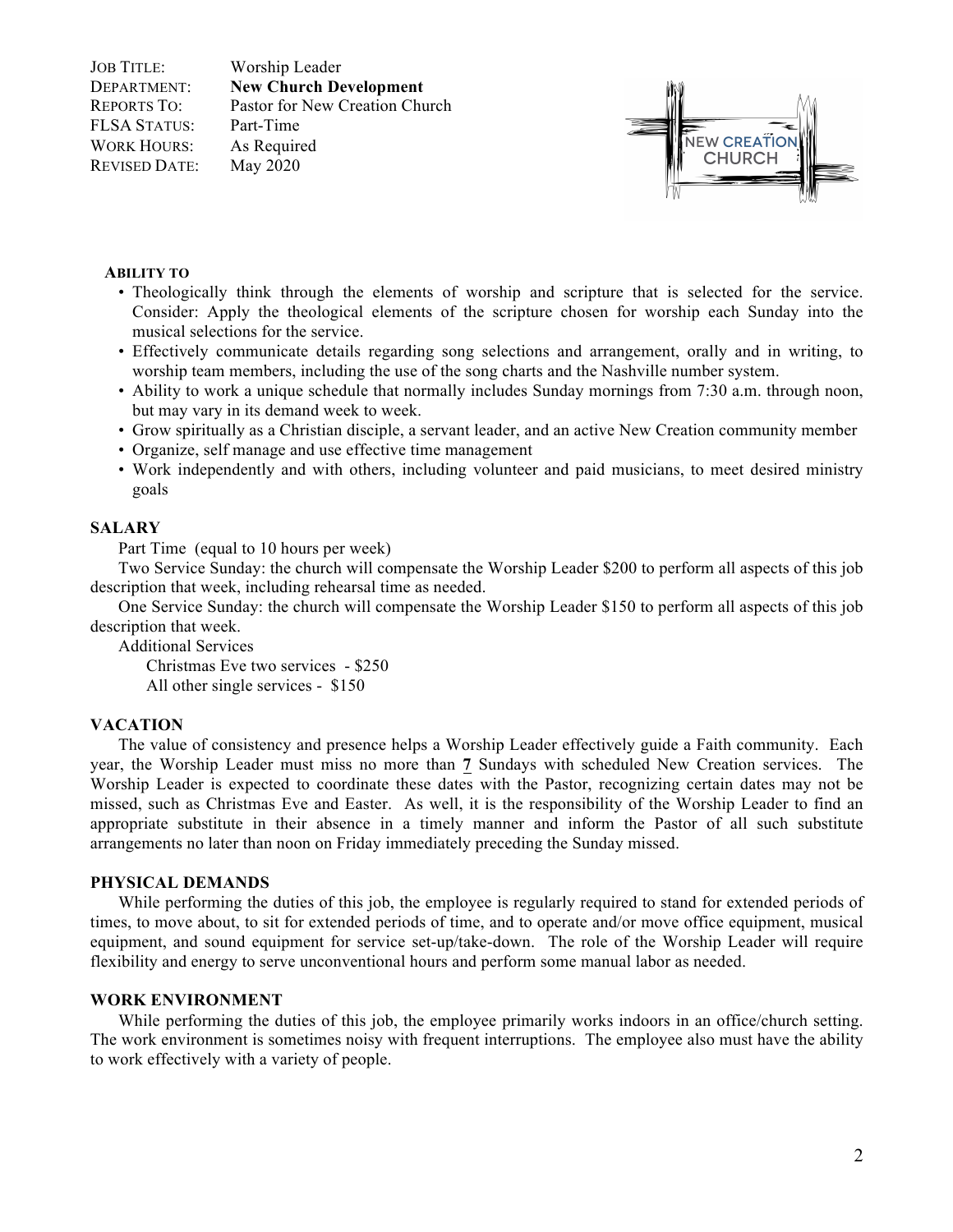JOB TITLE: Worship Leader
DEPARTMENT: **New Church Development**
REPORTS TO: Pastor for New Creation Church
FLSA STATUS: Part-Time
WORK HOURS: As Required
REVISED DATE: May 2020

NEW CREATION CHURCH

**ABILITY TO**

- Theologically think through the elements of worship and scripture that is selected for the service. Consider: Apply the theological elements of the scripture chosen for worship each Sunday into the musical selections for the service.
- Effectively communicate details regarding song selections and arrangement, orally and in writing, to worship team members, including the use of the song charts and the Nashville number system.
- Ability to work a unique schedule that normally includes Sunday mornings from 7:30 a.m. through noon, but may vary in its demand week to week.
- Grow spiritually as a Christian disciple, a servant leader, and an active New Creation community member
- Organize, self manage and use effective time management
- Work independently and with others, including volunteer and paid musicians, to meet desired ministry goals

**SALARY**

Part Time (equal to 10 hours per week)

Two Service Sunday: the church will compensate the Worship Leader $200 to perform all aspects of this job description that week, including rehearsal time as needed.

One Service Sunday: the church will compensate the Worship Leader $150 to perform all aspects of this job description that week.

Additional Services

Christmas Eve two services - $250

All other single services - $150

**VACATION**

The value of consistency and presence helps a Worship Leader effectively guide a Faith community. Each year, the Worship Leader must miss no more than **7** Sundays with scheduled New Creation services. The Worship Leader is expected to coordinate these dates with the Pastor, recognizing certain dates may not be missed, such as Christmas Eve and Easter. As well, it is the responsibility of the Worship Leader to find an appropriate substitute in their absence in a timely manner and inform the Pastor of all such substitute arrangements no later than noon on Friday immediately preceding the Sunday missed.

**PHYSICAL DEMANDS**

While performing the duties of this job, the employee is regularly required to stand for extended periods of times, to move about, to sit for extended periods of time, and to operate and/or move office equipment, musical equipment, and sound equipment for service set-up/take-down. The role of the Worship Leader will require flexibility and energy to serve unconventional hours and perform some manual labor as needed.

**WORK ENVIRONMENT**

While performing the duties of this job, the employee primarily works indoors in an office/church setting. The work environment is sometimes noisy with frequent interruptions. The employee also must have the ability to work effectively with a variety of people.